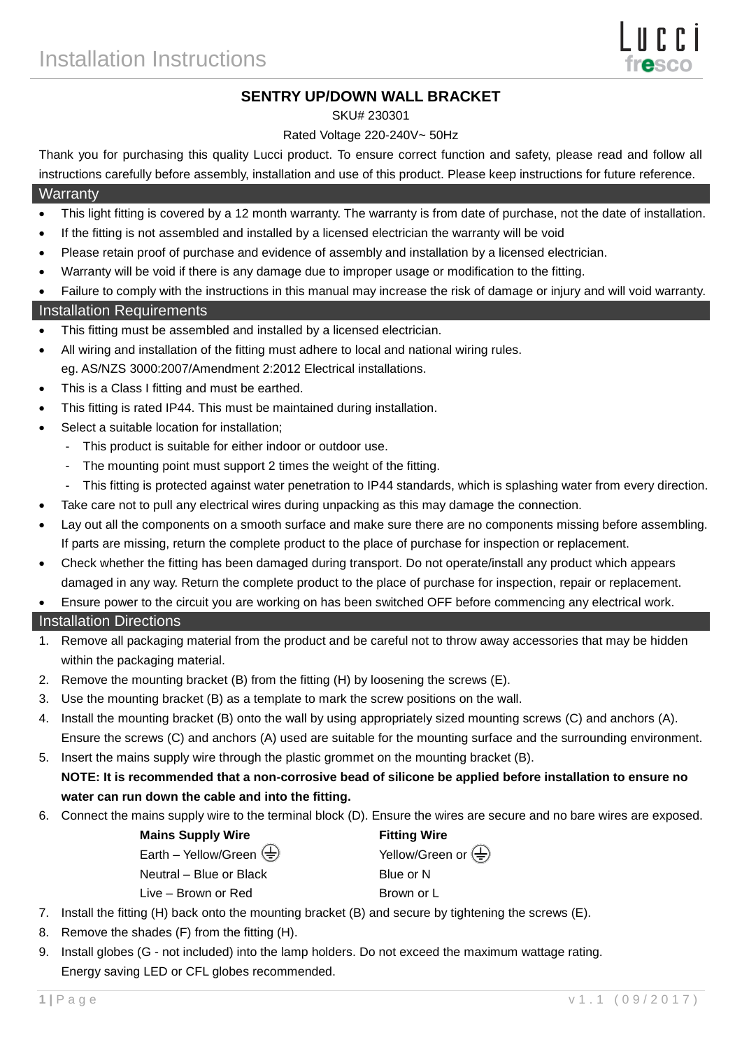# Installation Instructions

Lucci fresco

**SENTRY UP/DOWN WALL BRACKET**

SKU# 230301

Rated Voltage 220-240V~ 50Hz

Thank you for purchasing this quality Lucci product. To ensure correct function and safety, please read and follow all instructions carefully before assembly, installation and use of this product. Please keep instructions for future reference.

## Warranty

- This light fitting is covered by a 12 month warranty. The warranty is from date of purchase, not the date of installation.
- If the fitting is not assembled and installed by a licensed electrician the warranty will be void
- Please retain proof of purchase and evidence of assembly and installation by a licensed electrician.
- Warranty will be void if there is any damage due to improper usage or modification to the fitting.
- Failure to comply with the instructions in this manual may increase the risk of damage or injury and will void warranty.

## Installation Requirements

- This fitting must be assembled and installed by a licensed electrician.
- All wiring and installation of the fitting must adhere to local and national wiring rules. eg. AS/NZS 3000:2007/Amendment 2:2012 Electrical installations.
- This is a Class I fitting and must be earthed.
- This fitting is rated IP44. This must be maintained during installation.
- Select a suitable location for installation;
  - This product is suitable for either indoor or outdoor use.
  - The mounting point must support 2 times the weight of the fitting.
  - This fitting is protected against water penetration to IP44 standards, which is splashing water from every direction.
- Take care not to pull any electrical wires during unpacking as this may damage the connection.
- Lay out all the components on a smooth surface and make sure there are no components missing before assembling. If parts are missing, return the complete product to the place of purchase for inspection or replacement.
- Check whether the fitting has been damaged during transport. Do not operate/install any product which appears damaged in any way. Return the complete product to the place of purchase for inspection, repair or replacement.
- Ensure power to the circuit you are working on has been switched OFF before commencing any electrical work.

## Installation Directions

1. Remove all packaging material from the product and be careful not to throw away accessories that may be hidden within the packaging material.
2. Remove the mounting bracket (B) from the fitting (H) by loosening the screws (E).
3. Use the mounting bracket (B) as a template to mark the screw positions on the wall.
4. Install the mounting bracket (B) onto the wall by using appropriately sized mounting screws (C) and anchors (A). Ensure the screws (C) and anchors (A) used are suitable for the mounting surface and the surrounding environment.
5. Insert the mains supply wire through the plastic grommet on the mounting bracket (B).
   **NOTE: It is recommended that a non-corrosive bead of silicone be applied before installation to ensure no water can run down the cable and into the fitting.**
6. Connect the mains supply wire to the terminal block (D). Ensure the wires are secure and no bare wires are exposed.

| **Mains Supply Wire** | **Fitting Wire** |
|---|---|
| Earth – Yellow/Green ⏚ | Yellow/Green or ⏚ |
| Neutral – Blue or Black | Blue or N |
| Live – Brown or Red | Brown or L |

7. Install the fitting (H) back onto the mounting bracket (B) and secure by tightening the screws (E).
8. Remove the shades (F) from the fitting (H).
9. Install globes (G - not included) into the lamp holders. Do not exceed the maximum wattage rating. Energy saving LED or CFL globes recommended.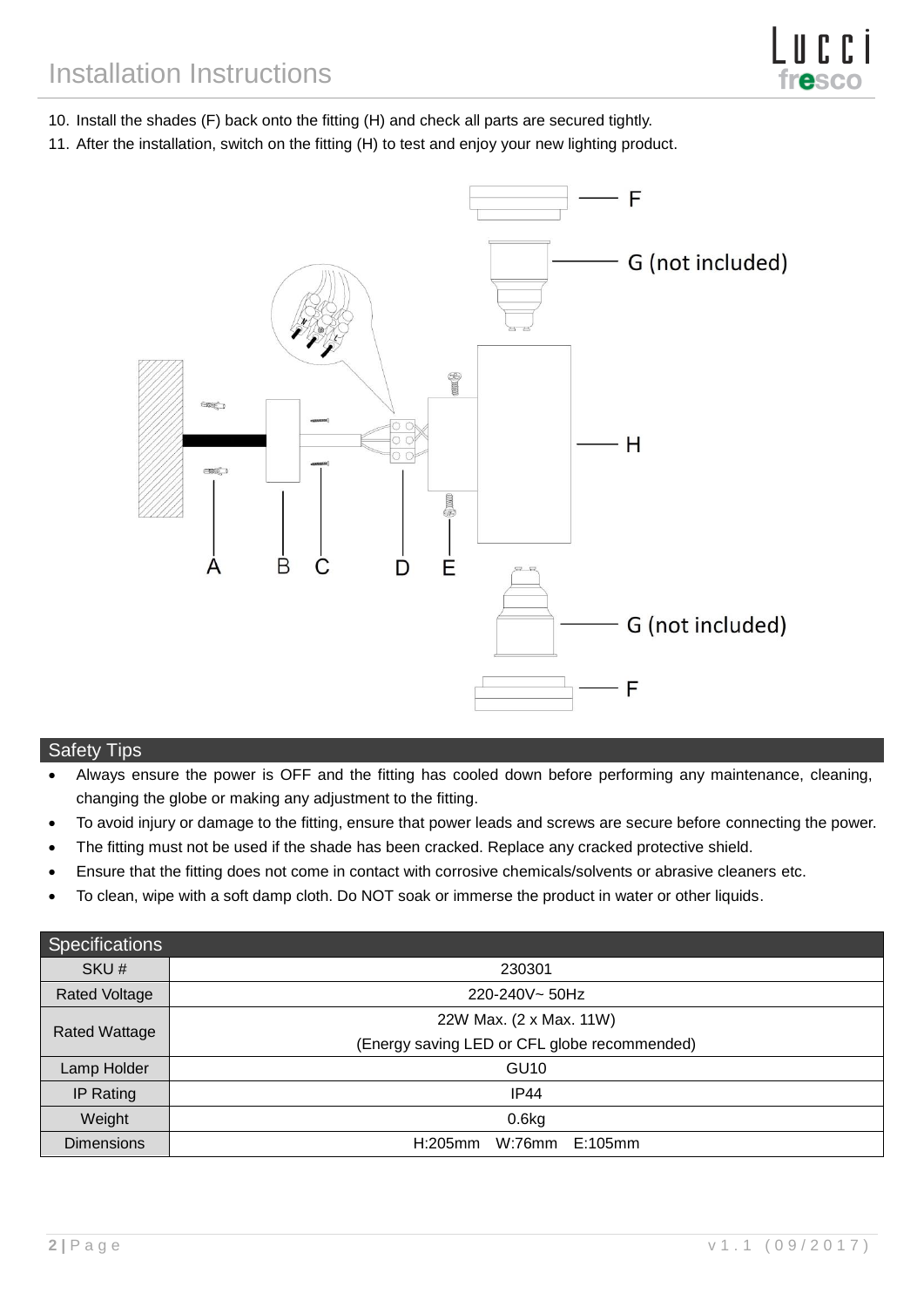# Installation Instructions

10. Install the shades (F) back onto the fitting (H) and check all parts are secured tightly.
11. After the installation, switch on the fitting (H) to test and enjoy your new lighting product.

F

G (not included)

H

A B C D E

G (not included)

F

## Safety Tips

- Always ensure the power is OFF and the fitting has cooled down before performing any maintenance, cleaning, changing the globe or making any adjustment to the fitting.
- To avoid injury or damage to the fitting, ensure that power leads and screws are secure before connecting the power.
- The fitting must not be used if the shade has been cracked. Replace any cracked protective shield.
- Ensure that the fitting does not come in contact with corrosive chemicals/solvents or abrasive cleaners etc.
- To clean, wipe with a soft damp cloth. Do NOT soak or immerse the product in water or other liquids.

## Specifications

| | |
|---|---|
| SKU # | 230301 |
| Rated Voltage | 220-240V~ 50Hz |
| Rated Wattage | 22W Max. (2 x Max. 11W)<br>(Energy saving LED or CFL globe recommended) |
| Lamp Holder | GU10 |
| IP Rating | IP44 |
| Weight | 0.6kg |
| Dimensions | H:205mm W:76mm E:105mm |

v1.1 (09/2017)